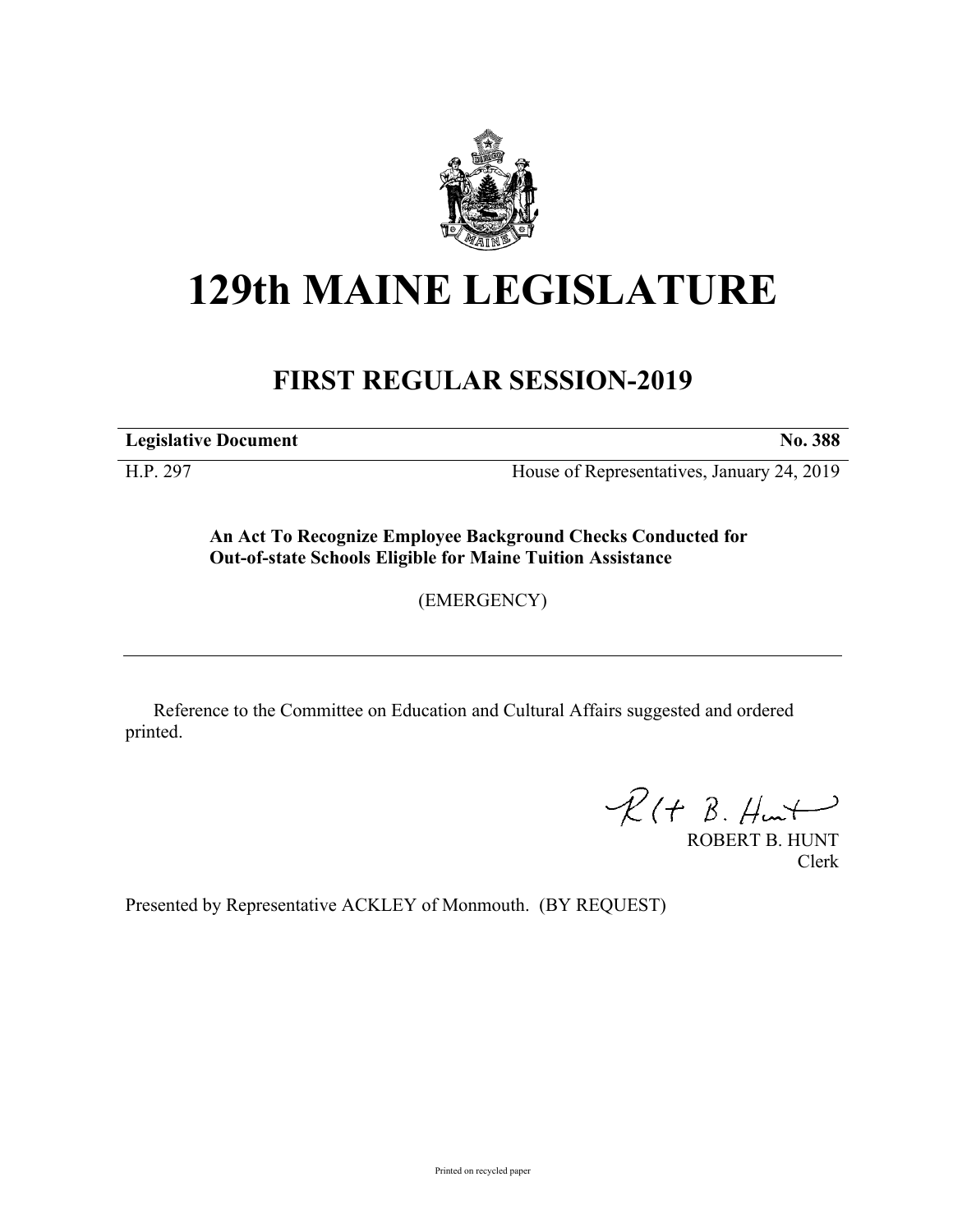# 129th MAINE LEGISLATURE

## FIRST REGULAR SESSION-2019

**Legislative Document** **No. 388**

H.P. 297 House of Representatives, January 24, 2019

**An Act To Recognize Employee Background Checks Conducted for Out-of-state Schools Eligible for Maine Tuition Assistance**

(EMERGENCY)

---

Reference to the Committee on Education and Cultural Affairs suggested and ordered printed.

ROBERT B. HUNT
Clerk

Presented by Representative ACKLEY of Monmouth. (BY REQUEST)

Printed on recycled paper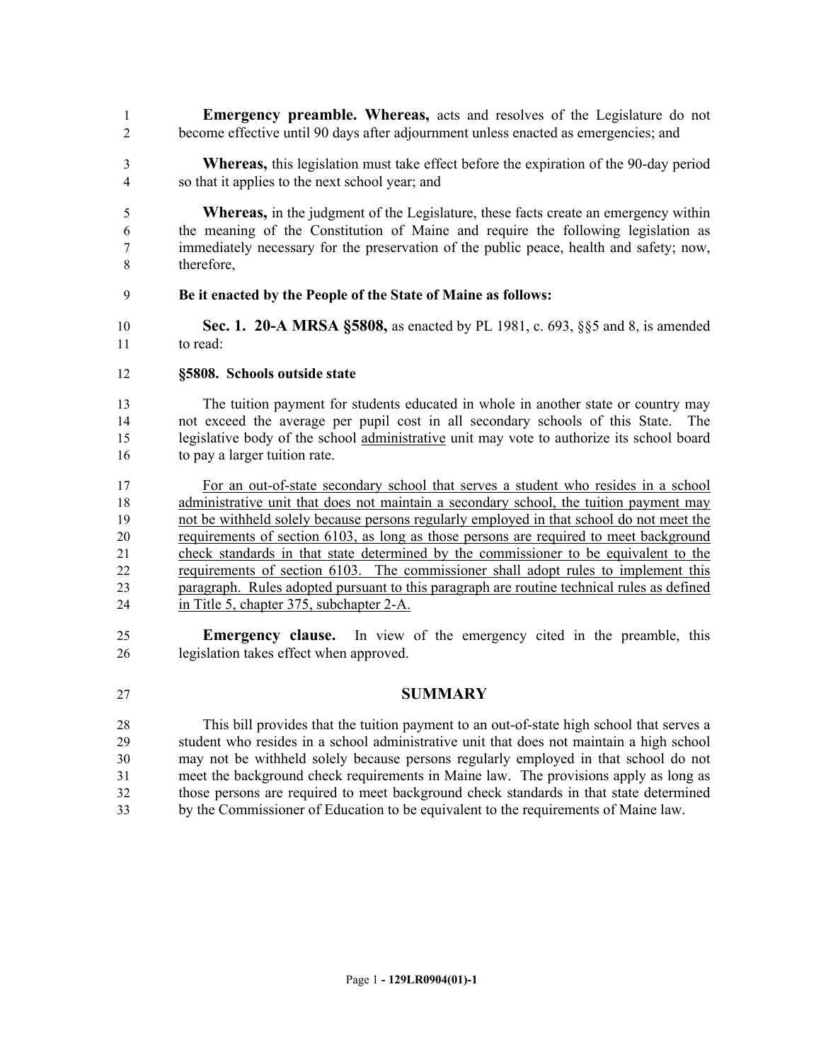**Emergency preamble. Whereas,** acts and resolves of the Legislature do not become effective until 90 days after adjournment unless enacted as emergencies; and

**Whereas,** this legislation must take effect before the expiration of the 90-day period so that it applies to the next school year; and

**Whereas,** in the judgment of the Legislature, these facts create an emergency within the meaning of the Constitution of Maine and require the following legislation as immediately necessary for the preservation of the public peace, health and safety; now, therefore,

**Be it enacted by the People of the State of Maine as follows:**

**Sec. 1. 20-A MRSA §5808,** as enacted by PL 1981, c. 693, §§5 and 8, is amended to read:

**§5808. Schools outside state**

The tuition payment for students educated in whole in another state or country may not exceed the average per pupil cost in all secondary schools of this State. The legislative body of the school administrative unit may vote to authorize its school board to pay a larger tuition rate.

For an out-of-state secondary school that serves a student who resides in a school administrative unit that does not maintain a secondary school, the tuition payment may not be withheld solely because persons regularly employed in that school do not meet the requirements of section 6103, as long as those persons are required to meet background check standards in that state determined by the commissioner to be equivalent to the requirements of section 6103. The commissioner shall adopt rules to implement this paragraph. Rules adopted pursuant to this paragraph are routine technical rules as defined in Title 5, chapter 375, subchapter 2-A.

**Emergency clause.** In view of the emergency cited in the preamble, this legislation takes effect when approved.

## SUMMARY

This bill provides that the tuition payment to an out-of-state high school that serves a student who resides in a school administrative unit that does not maintain a high school may not be withheld solely because persons regularly employed in that school do not meet the background check requirements in Maine law. The provisions apply as long as those persons are required to meet background check standards in that state determined by the Commissioner of Education to be equivalent to the requirements of Maine law.